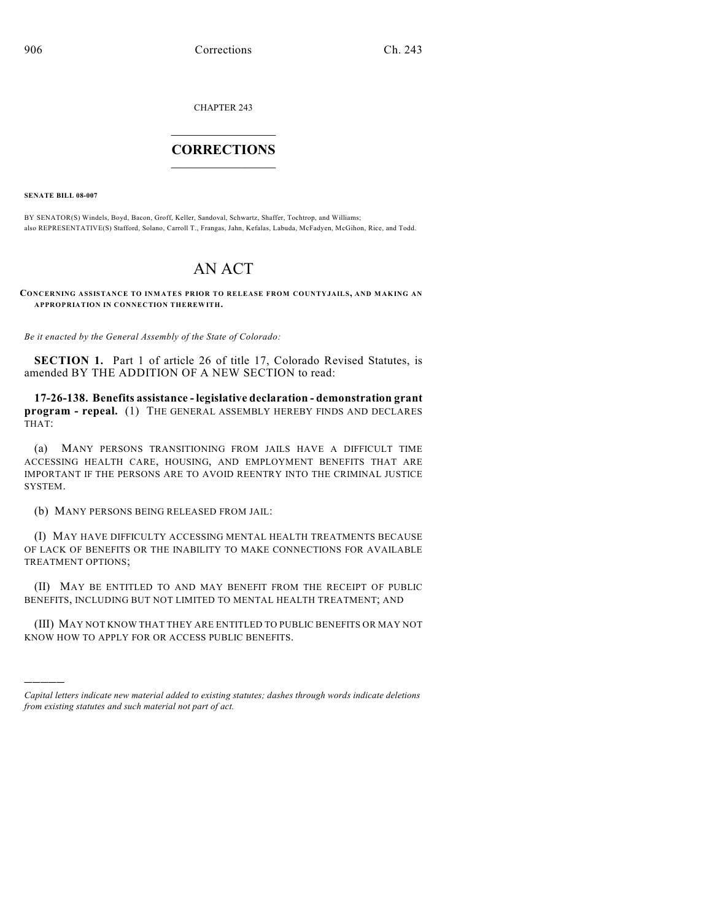CHAPTER 243

# CORRECTIONS

**SENATE BILL 08-007**

BY SENATOR(S) Windels, Boyd, Bacon, Groff, Keller, Sandoval, Schwartz, Shaffer, Tochtrop, and Williams;
also REPRESENTATIVE(S) Stafford, Solano, Carroll T., Frangas, Jahn, Kefalas, Labuda, McFadyen, McGihon, Rice, and Todd.

# AN ACT

**CONCERNING ASSISTANCE TO INMATES PRIOR TO RELEASE FROM COUNTY JAILS, AND MAKING AN APPROPRIATION IN CONNECTION THEREWITH.**

*Be it enacted by the General Assembly of the State of Colorado:*

**SECTION 1.** Part 1 of article 26 of title 17, Colorado Revised Statutes, is amended BY THE ADDITION OF A NEW SECTION to read:

**17-26-138. Benefits assistance - legislative declaration - demonstration grant program - repeal.** (1) THE GENERAL ASSEMBLY HEREBY FINDS AND DECLARES THAT:

(a) MANY PERSONS TRANSITIONING FROM JAILS HAVE A DIFFICULT TIME ACCESSING HEALTH CARE, HOUSING, AND EMPLOYMENT BENEFITS THAT ARE IMPORTANT IF THE PERSONS ARE TO AVOID REENTRY INTO THE CRIMINAL JUSTICE SYSTEM.

(b) MANY PERSONS BEING RELEASED FROM JAIL:

(I) MAY HAVE DIFFICULTY ACCESSING MENTAL HEALTH TREATMENTS BECAUSE OF LACK OF BENEFITS OR THE INABILITY TO MAKE CONNECTIONS FOR AVAILABLE TREATMENT OPTIONS;

(II) MAY BE ENTITLED TO AND MAY BENEFIT FROM THE RECEIPT OF PUBLIC BENEFITS, INCLUDING BUT NOT LIMITED TO MENTAL HEALTH TREATMENT; AND

(III) MAY NOT KNOW THAT THEY ARE ENTITLED TO PUBLIC BENEFITS OR MAY NOT KNOW HOW TO APPLY FOR OR ACCESS PUBLIC BENEFITS.

---

*Capital letters indicate new material added to existing statutes; dashes through words indicate deletions from existing statutes and such material not part of act.*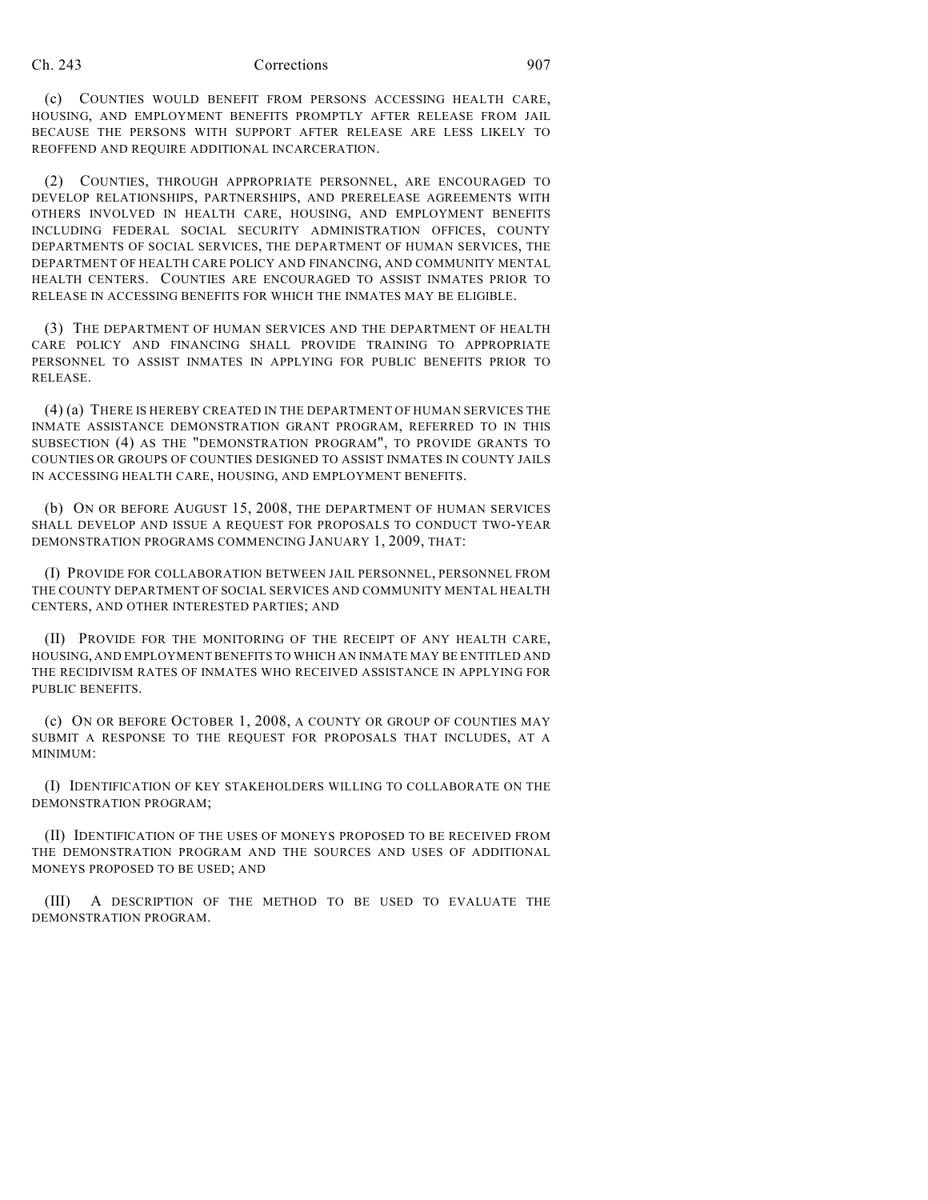(c) COUNTIES WOULD BENEFIT FROM PERSONS ACCESSING HEALTH CARE, HOUSING, AND EMPLOYMENT BENEFITS PROMPTLY AFTER RELEASE FROM JAIL BECAUSE THE PERSONS WITH SUPPORT AFTER RELEASE ARE LESS LIKELY TO REOFFEND AND REQUIRE ADDITIONAL INCARCERATION.

(2) COUNTIES, THROUGH APPROPRIATE PERSONNEL, ARE ENCOURAGED TO DEVELOP RELATIONSHIPS, PARTNERSHIPS, AND PRERELEASE AGREEMENTS WITH OTHERS INVOLVED IN HEALTH CARE, HOUSING, AND EMPLOYMENT BENEFITS INCLUDING FEDERAL SOCIAL SECURITY ADMINISTRATION OFFICES, COUNTY DEPARTMENTS OF SOCIAL SERVICES, THE DEPARTMENT OF HUMAN SERVICES, THE DEPARTMENT OF HEALTH CARE POLICY AND FINANCING, AND COMMUNITY MENTAL HEALTH CENTERS. COUNTIES ARE ENCOURAGED TO ASSIST INMATES PRIOR TO RELEASE IN ACCESSING BENEFITS FOR WHICH THE INMATES MAY BE ELIGIBLE.

(3) THE DEPARTMENT OF HUMAN SERVICES AND THE DEPARTMENT OF HEALTH CARE POLICY AND FINANCING SHALL PROVIDE TRAINING TO APPROPRIATE PERSONNEL TO ASSIST INMATES IN APPLYING FOR PUBLIC BENEFITS PRIOR TO RELEASE.

(4) (a) THERE IS HEREBY CREATED IN THE DEPARTMENT OF HUMAN SERVICES THE INMATE ASSISTANCE DEMONSTRATION GRANT PROGRAM, REFERRED TO IN THIS SUBSECTION (4) AS THE "DEMONSTRATION PROGRAM", TO PROVIDE GRANTS TO COUNTIES OR GROUPS OF COUNTIES DESIGNED TO ASSIST INMATES IN COUNTY JAILS IN ACCESSING HEALTH CARE, HOUSING, AND EMPLOYMENT BENEFITS.

(b) ON OR BEFORE AUGUST 15, 2008, THE DEPARTMENT OF HUMAN SERVICES SHALL DEVELOP AND ISSUE A REQUEST FOR PROPOSALS TO CONDUCT TWO-YEAR DEMONSTRATION PROGRAMS COMMENCING JANUARY 1, 2009, THAT:

(I) PROVIDE FOR COLLABORATION BETWEEN JAIL PERSONNEL, PERSONNEL FROM THE COUNTY DEPARTMENT OF SOCIAL SERVICES AND COMMUNITY MENTAL HEALTH CENTERS, AND OTHER INTERESTED PARTIES; AND

(II) PROVIDE FOR THE MONITORING OF THE RECEIPT OF ANY HEALTH CARE, HOUSING, AND EMPLOYMENT BENEFITS TO WHICH AN INMATE MAY BE ENTITLED AND THE RECIDIVISM RATES OF INMATES WHO RECEIVED ASSISTANCE IN APPLYING FOR PUBLIC BENEFITS.

(c) ON OR BEFORE OCTOBER 1, 2008, A COUNTY OR GROUP OF COUNTIES MAY SUBMIT A RESPONSE TO THE REQUEST FOR PROPOSALS THAT INCLUDES, AT A MINIMUM:

(I) IDENTIFICATION OF KEY STAKEHOLDERS WILLING TO COLLABORATE ON THE DEMONSTRATION PROGRAM;

(II) IDENTIFICATION OF THE USES OF MONEYS PROPOSED TO BE RECEIVED FROM THE DEMONSTRATION PROGRAM AND THE SOURCES AND USES OF ADDITIONAL MONEYS PROPOSED TO BE USED; AND

(III) A DESCRIPTION OF THE METHOD TO BE USED TO EVALUATE THE DEMONSTRATION PROGRAM.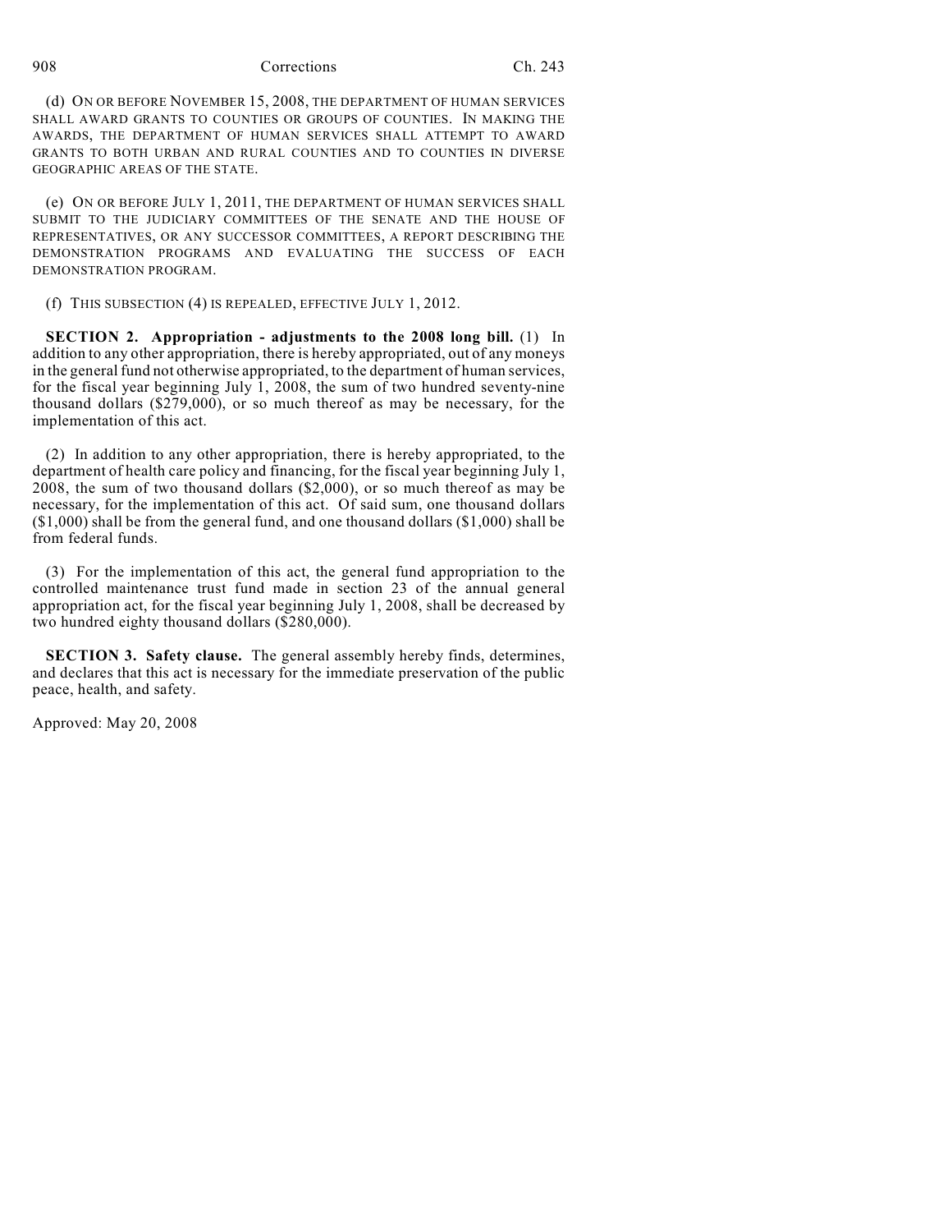(d) ON OR BEFORE NOVEMBER 15, 2008, THE DEPARTMENT OF HUMAN SERVICES SHALL AWARD GRANTS TO COUNTIES OR GROUPS OF COUNTIES. IN MAKING THE AWARDS, THE DEPARTMENT OF HUMAN SERVICES SHALL ATTEMPT TO AWARD GRANTS TO BOTH URBAN AND RURAL COUNTIES AND TO COUNTIES IN DIVERSE GEOGRAPHIC AREAS OF THE STATE.

(e) ON OR BEFORE JULY 1, 2011, THE DEPARTMENT OF HUMAN SERVICES SHALL SUBMIT TO THE JUDICIARY COMMITTEES OF THE SENATE AND THE HOUSE OF REPRESENTATIVES, OR ANY SUCCESSOR COMMITTEES, A REPORT DESCRIBING THE DEMONSTRATION PROGRAMS AND EVALUATING THE SUCCESS OF EACH DEMONSTRATION PROGRAM.

(f) THIS SUBSECTION (4) IS REPEALED, EFFECTIVE JULY 1, 2012.

**SECTION 2. Appropriation - adjustments to the 2008 long bill.** (1) In addition to any other appropriation, there is hereby appropriated, out of any moneys in the general fund not otherwise appropriated, to the department of human services, for the fiscal year beginning July 1, 2008, the sum of two hundred seventy-nine thousand dollars ($279,000), or so much thereof as may be necessary, for the implementation of this act.

(2) In addition to any other appropriation, there is hereby appropriated, to the department of health care policy and financing, for the fiscal year beginning July 1, 2008, the sum of two thousand dollars ($2,000), or so much thereof as may be necessary, for the implementation of this act. Of said sum, one thousand dollars ($1,000) shall be from the general fund, and one thousand dollars ($1,000) shall be from federal funds.

(3) For the implementation of this act, the general fund appropriation to the controlled maintenance trust fund made in section 23 of the annual general appropriation act, for the fiscal year beginning July 1, 2008, shall be decreased by two hundred eighty thousand dollars ($280,000).

**SECTION 3. Safety clause.** The general assembly hereby finds, determines, and declares that this act is necessary for the immediate preservation of the public peace, health, and safety.

Approved: May 20, 2008